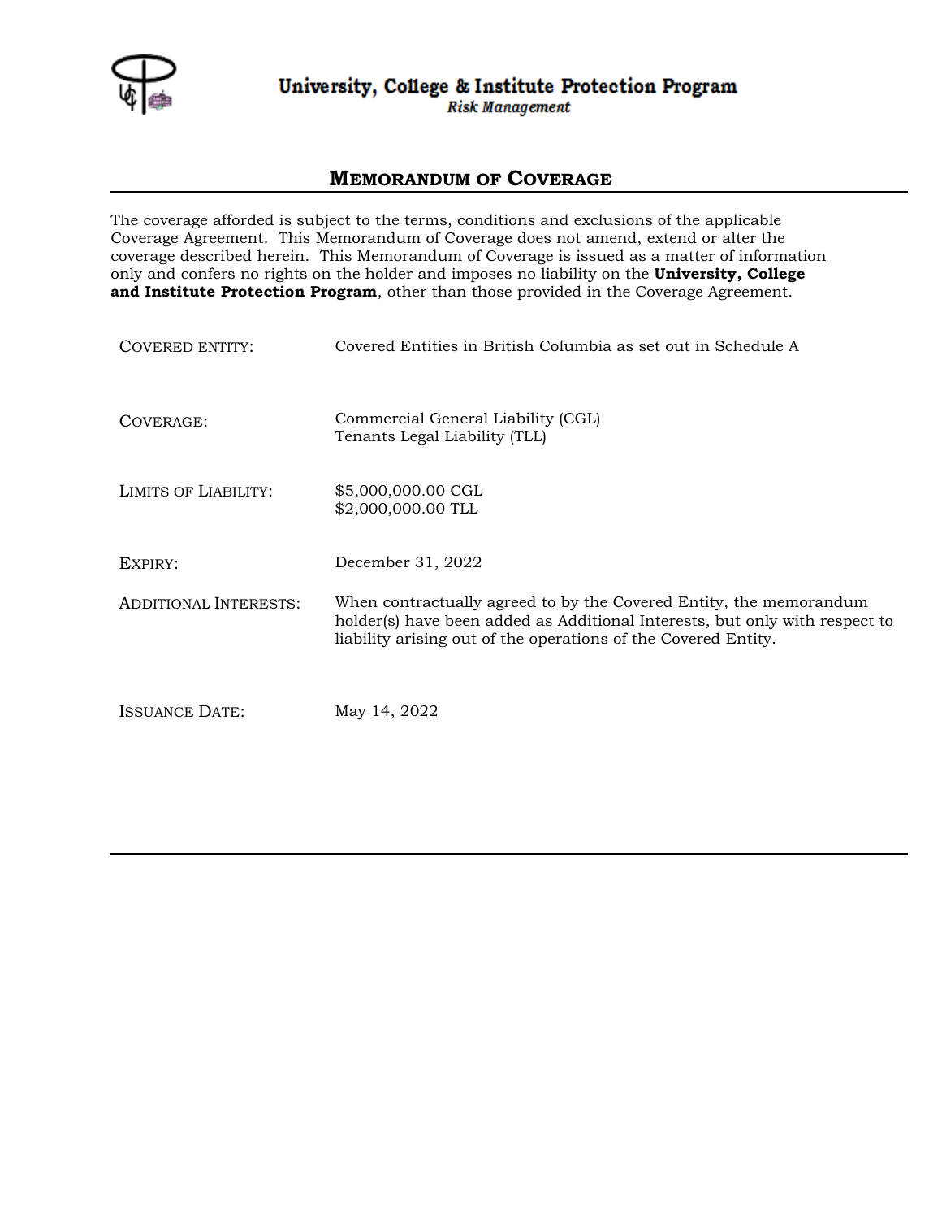# University, College & Institute Protection Program

*Risk Management*

## MEMORANDUM OF COVERAGE

The coverage afforded is subject to the terms, conditions and exclusions of the applicable Coverage Agreement. This Memorandum of Coverage does not amend, extend or alter the coverage described herein. This Memorandum of Coverage is issued as a matter of information only and confers no rights on the holder and imposes no liability on the **University, College and Institute Protection Program**, other than those provided in the Coverage Agreement.

| | |
|---|---|
| COVERED ENTITY: | Covered Entities in British Columbia as set out in Schedule A |
| COVERAGE: | Commercial General Liability (CGL)<br>Tenants Legal Liability (TLL) |
| LIMITS OF LIABILITY: | $5,000,000.00 CGL<br>$2,000,000.00 TLL |
| EXPIRY: | December 31, 2022 |
| ADDITIONAL INTERESTS: | When contractually agreed to by the Covered Entity, the memorandum holder(s) have been added as Additional Interests, but only with respect to liability arising out of the operations of the Covered Entity. |
| ISSUANCE DATE: | May 14, 2022 |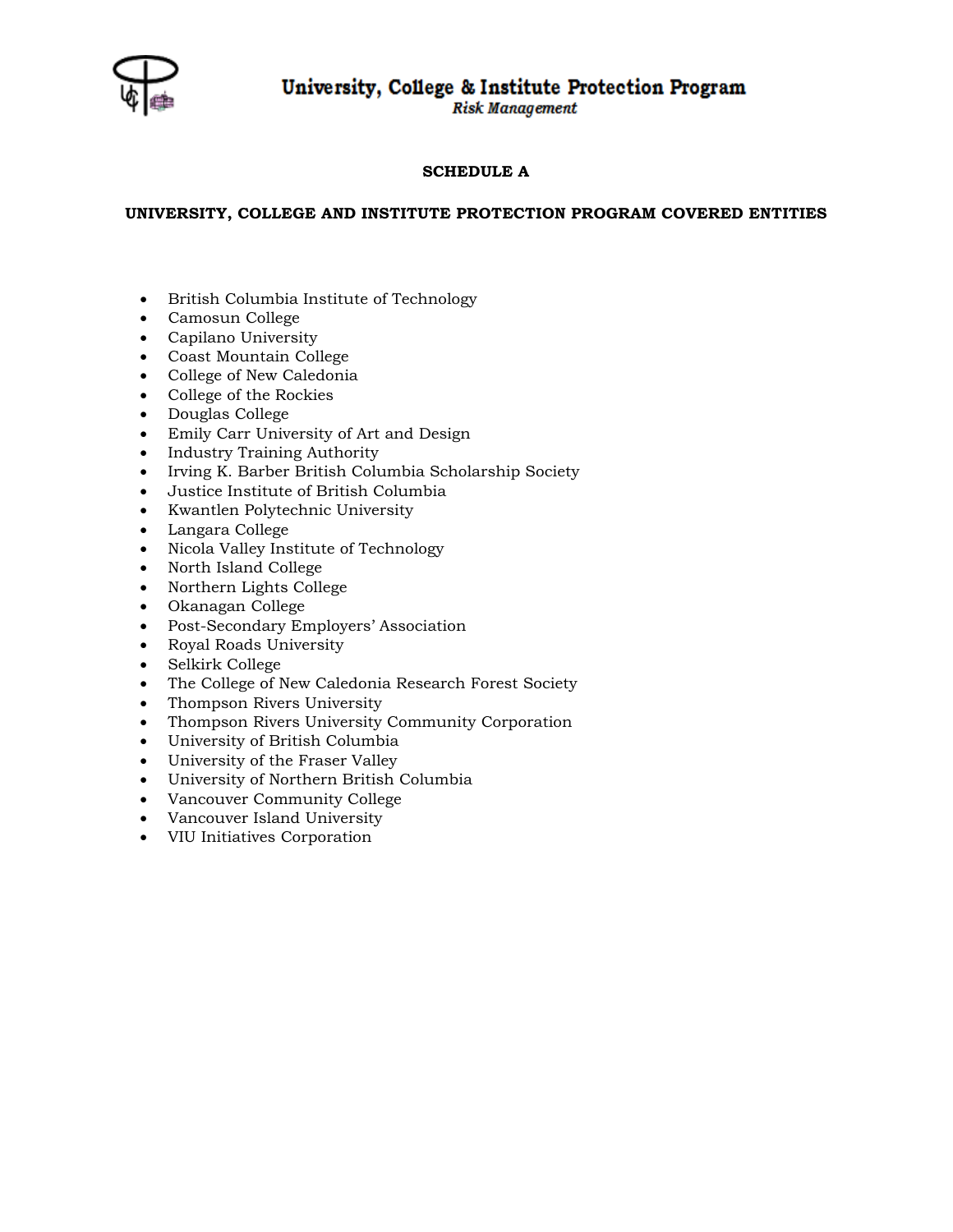**SCHEDULE A**

**UNIVERSITY, COLLEGE AND INSTITUTE PROTECTION PROGRAM COVERED ENTITIES**

- British Columbia Institute of Technology
- Camosun College
- Capilano University
- Coast Mountain College
- College of New Caledonia
- College of the Rockies
- Douglas College
- Emily Carr University of Art and Design
- Industry Training Authority
- Irving K. Barber British Columbia Scholarship Society
- Justice Institute of British Columbia
- Kwantlen Polytechnic University
- Langara College
- Nicola Valley Institute of Technology
- North Island College
- Northern Lights College
- Okanagan College
- Post-Secondary Employers' Association
- Royal Roads University
- Selkirk College
- The College of New Caledonia Research Forest Society
- Thompson Rivers University
- Thompson Rivers University Community Corporation
- University of British Columbia
- University of the Fraser Valley
- University of Northern British Columbia
- Vancouver Community College
- Vancouver Island University
- VIU Initiatives Corporation